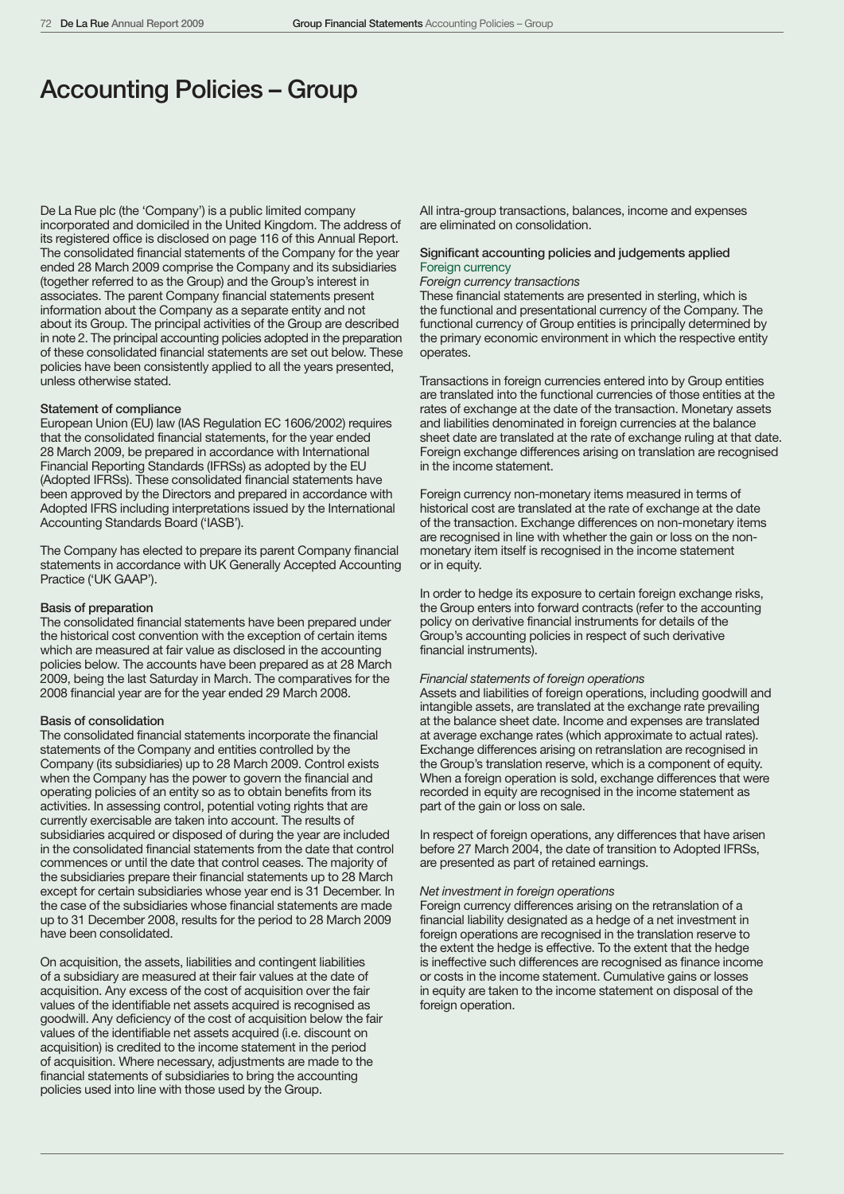# Accounting Policies – Group

De La Rue plc (the 'Company') is a public limited company incorporated and domiciled in the United Kingdom. The address of its registered office is disclosed on page 116 of this Annual Report. The consolidated financial statements of the Company for the year ended 28 March 2009 comprise the Company and its subsidiaries (together referred to as the Group) and the Group's interest in associates. The parent Company financial statements present information about the Company as a separate entity and not about its Group. The principal activities of the Group are described in note 2. The principal accounting policies adopted in the preparation of these consolidated financial statements are set out below. These policies have been consistently applied to all the years presented, unless otherwise stated.

### Statement of compliance

European Union (EU) law (IAS Regulation EC 1606/2002) requires that the consolidated financial statements, for the year ended 28 March 2009, be prepared in accordance with International Financial Reporting Standards (IFRSs) as adopted by the EU (Adopted IFRSs). These consolidated financial statements have been approved by the Directors and prepared in accordance with Adopted IFRS including interpretations issued by the International Accounting Standards Board ('IASB').

The Company has elected to prepare its parent Company financial statements in accordance with UK Generally Accepted Accounting Practice ('UK GAAP').

### Basis of preparation

The consolidated financial statements have been prepared under the historical cost convention with the exception of certain items which are measured at fair value as disclosed in the accounting policies below. The accounts have been prepared as at 28 March 2009, being the last Saturday in March. The comparatives for the 2008 financial year are for the year ended 29 March 2008.

### Basis of consolidation

The consolidated financial statements incorporate the financial statements of the Company and entities controlled by the Company (its subsidiaries) up to 28 March 2009. Control exists when the Company has the power to govern the financial and operating policies of an entity so as to obtain benefits from its activities. In assessing control, potential voting rights that are currently exercisable are taken into account. The results of subsidiaries acquired or disposed of during the year are included in the consolidated financial statements from the date that control commences or until the date that control ceases. The majority of the subsidiaries prepare their financial statements up to 28 March except for certain subsidiaries whose year end is 31 December. In the case of the subsidiaries whose financial statements are made up to 31 December 2008, results for the period to 28 March 2009 have been consolidated.

On acquisition, the assets, liabilities and contingent liabilities of a subsidiary are measured at their fair values at the date of acquisition. Any excess of the cost of acquisition over the fair values of the identifiable net assets acquired is recognised as goodwill. Any deficiency of the cost of acquisition below the fair values of the identifiable net assets acquired (i.e. discount on acquisition) is credited to the income statement in the period of acquisition. Where necessary, adjustments are made to the financial statements of subsidiaries to bring the accounting policies used into line with those used by the Group.

All intra-group transactions, balances, income and expenses are eliminated on consolidation.

### Significant accounting policies and judgements applied

#### Foreign currency

*Foreign currency transactions*

These financial statements are presented in sterling, which is the functional and presentational currency of the Company. The functional currency of Group entities is principally determined by the primary economic environment in which the respective entity operates.

Transactions in foreign currencies entered into by Group entities are translated into the functional currencies of those entities at the rates of exchange at the date of the transaction. Monetary assets and liabilities denominated in foreign currencies at the balance sheet date are translated at the rate of exchange ruling at that date. Foreign exchange differences arising on translation are recognised in the income statement.

Foreign currency non-monetary items measured in terms of historical cost are translated at the rate of exchange at the date of the transaction. Exchange differences on non-monetary items are recognised in line with whether the gain or loss on the non-monetary item itself is recognised in the income statement or in equity.

In order to hedge its exposure to certain foreign exchange risks, the Group enters into forward contracts (refer to the accounting policy on derivative financial instruments for details of the Group's accounting policies in respect of such derivative financial instruments).

*Financial statements of foreign operations*

Assets and liabilities of foreign operations, including goodwill and intangible assets, are translated at the exchange rate prevailing at the balance sheet date. Income and expenses are translated at average exchange rates (which approximate to actual rates). Exchange differences arising on retranslation are recognised in the Group's translation reserve, which is a component of equity. When a foreign operation is sold, exchange differences that were recorded in equity are recognised in the income statement as part of the gain or loss on sale.

In respect of foreign operations, any differences that have arisen before 27 March 2004, the date of transition to Adopted IFRSs, are presented as part of retained earnings.

*Net investment in foreign operations*

Foreign currency differences arising on the retranslation of a financial liability designated as a hedge of a net investment in foreign operations are recognised in the translation reserve to the extent the hedge is effective. To the extent that the hedge is ineffective such differences are recognised as finance income or costs in the income statement. Cumulative gains or losses in equity are taken to the income statement on disposal of the foreign operation.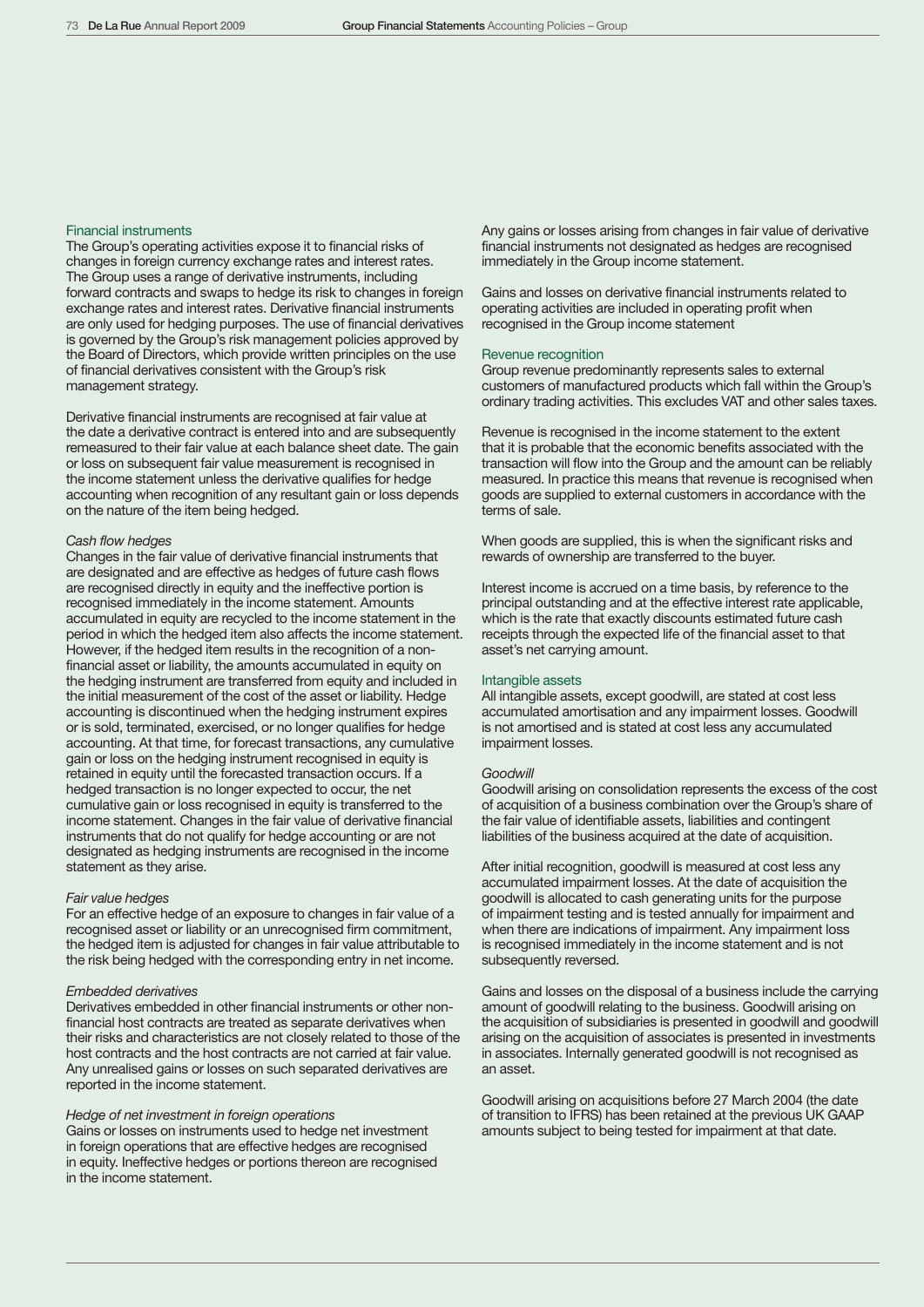## Financial instruments

The Group's operating activities expose it to financial risks of changes in foreign currency exchange rates and interest rates. The Group uses a range of derivative instruments, including forward contracts and swaps to hedge its risk to changes in foreign exchange rates and interest rates. Derivative financial instruments are only used for hedging purposes. The use of financial derivatives is governed by the Group's risk management policies approved by the Board of Directors, which provide written principles on the use of financial derivatives consistent with the Group's risk management strategy.

Derivative financial instruments are recognised at fair value at the date a derivative contract is entered into and are subsequently remeasured to their fair value at each balance sheet date. The gain or loss on subsequent fair value measurement is recognised in the income statement unless the derivative qualifies for hedge accounting when recognition of any resultant gain or loss depends on the nature of the item being hedged.

*Cash flow hedges*

Changes in the fair value of derivative financial instruments that are designated and are effective as hedges of future cash flows are recognised directly in equity and the ineffective portion is recognised immediately in the income statement. Amounts accumulated in equity are recycled to the income statement in the period in which the hedged item also affects the income statement. However, if the hedged item results in the recognition of a non-financial asset or liability, the amounts accumulated in equity on the hedging instrument are transferred from equity and included in the initial measurement of the cost of the asset or liability. Hedge accounting is discontinued when the hedging instrument expires or is sold, terminated, exercised, or no longer qualifies for hedge accounting. At that time, for forecast transactions, any cumulative gain or loss on the hedging instrument recognised in equity is retained in equity until the forecasted transaction occurs. If a hedged transaction is no longer expected to occur, the net cumulative gain or loss recognised in equity is transferred to the income statement. Changes in the fair value of derivative financial instruments that do not qualify for hedge accounting or are not designated as hedging instruments are recognised in the income statement as they arise.

*Fair value hedges*

For an effective hedge of an exposure to changes in fair value of a recognised asset or liability or an unrecognised firm commitment, the hedged item is adjusted for changes in fair value attributable to the risk being hedged with the corresponding entry in net income.

*Embedded derivatives*

Derivatives embedded in other financial instruments or other non-financial host contracts are treated as separate derivatives when their risks and characteristics are not closely related to those of the host contracts and the host contracts are not carried at fair value. Any unrealised gains or losses on such separated derivatives are reported in the income statement.

*Hedge of net investment in foreign operations*

Gains or losses on instruments used to hedge net investment in foreign operations that are effective hedges are recognised in equity. Ineffective hedges or portions thereon are recognised in the income statement.

Any gains or losses arising from changes in fair value of derivative financial instruments not designated as hedges are recognised immediately in the Group income statement.

Gains and losses on derivative financial instruments related to operating activities are included in operating profit when recognised in the Group income statement

## Revenue recognition

Group revenue predominantly represents sales to external customers of manufactured products which fall within the Group's ordinary trading activities. This excludes VAT and other sales taxes.

Revenue is recognised in the income statement to the extent that it is probable that the economic benefits associated with the transaction will flow into the Group and the amount can be reliably measured. In practice this means that revenue is recognised when goods are supplied to external customers in accordance with the terms of sale.

When goods are supplied, this is when the significant risks and rewards of ownership are transferred to the buyer.

Interest income is accrued on a time basis, by reference to the principal outstanding and at the effective interest rate applicable, which is the rate that exactly discounts estimated future cash receipts through the expected life of the financial asset to that asset's net carrying amount.

## Intangible assets

All intangible assets, except goodwill, are stated at cost less accumulated amortisation and any impairment losses. Goodwill is not amortised and is stated at cost less any accumulated impairment losses.

*Goodwill*

Goodwill arising on consolidation represents the excess of the cost of acquisition of a business combination over the Group's share of the fair value of identifiable assets, liabilities and contingent liabilities of the business acquired at the date of acquisition.

After initial recognition, goodwill is measured at cost less any accumulated impairment losses. At the date of acquisition the goodwill is allocated to cash generating units for the purpose of impairment testing and is tested annually for impairment and when there are indications of impairment. Any impairment loss is recognised immediately in the income statement and is not subsequently reversed.

Gains and losses on the disposal of a business include the carrying amount of goodwill relating to the business. Goodwill arising on the acquisition of subsidiaries is presented in goodwill and goodwill arising on the acquisition of associates is presented in investments in associates. Internally generated goodwill is not recognised as an asset.

Goodwill arising on acquisitions before 27 March 2004 (the date of transition to IFRS) has been retained at the previous UK GAAP amounts subject to being tested for impairment at that date.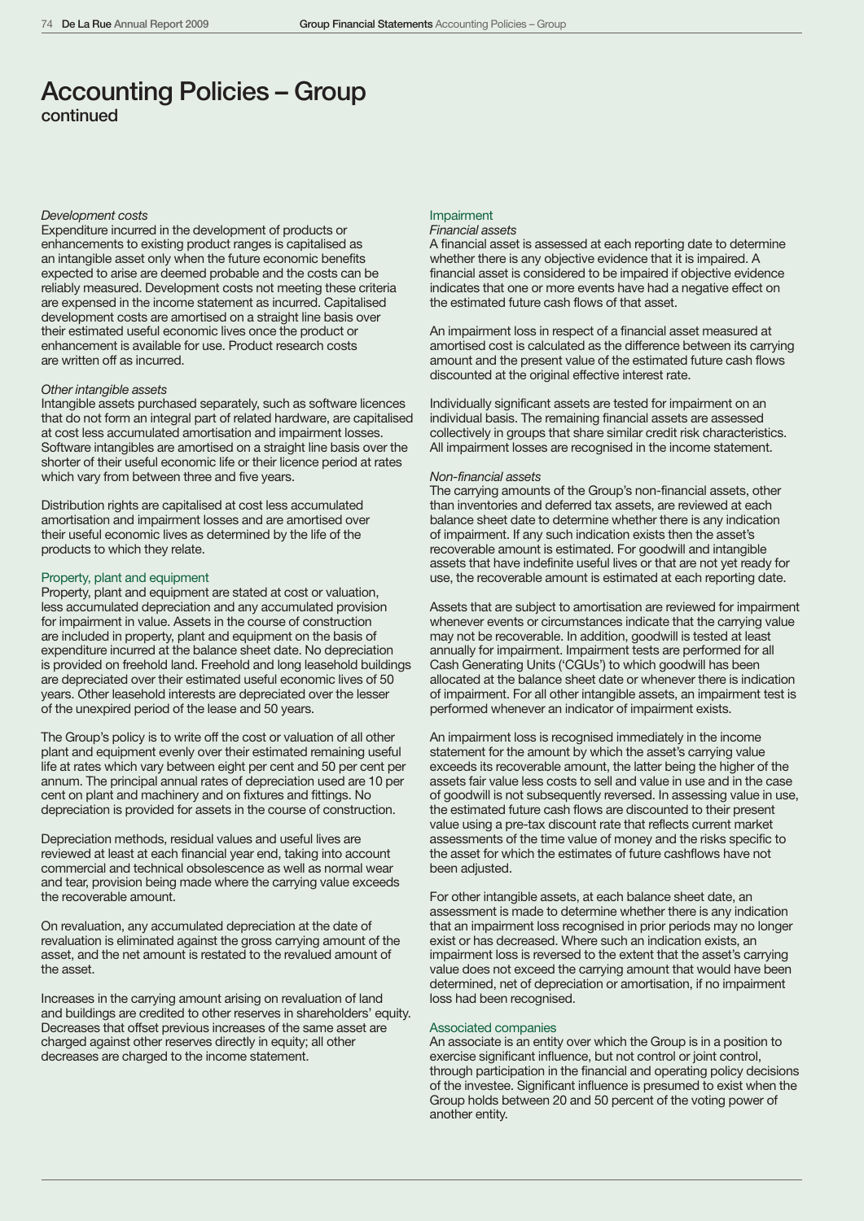# Accounting Policies – Group
continued

*Development costs*
Expenditure incurred in the development of products or enhancements to existing product ranges is capitalised as an intangible asset only when the future economic benefits expected to arise are deemed probable and the costs can be reliably measured. Development costs not meeting these criteria are expensed in the income statement as incurred. Capitalised development costs are amortised on a straight line basis over their estimated useful economic lives once the product or enhancement is available for use. Product research costs are written off as incurred.

*Other intangible assets*
Intangible assets purchased separately, such as software licences that do not form an integral part of related hardware, are capitalised at cost less accumulated amortisation and impairment losses. Software intangibles are amortised on a straight line basis over the shorter of their useful economic life or their licence period at rates which vary from between three and five years.

Distribution rights are capitalised at cost less accumulated amortisation and impairment losses and are amortised over their useful economic lives as determined by the life of the products to which they relate.

## Property, plant and equipment

Property, plant and equipment are stated at cost or valuation, less accumulated depreciation and any accumulated provision for impairment in value. Assets in the course of construction are included in property, plant and equipment on the basis of expenditure incurred at the balance sheet date. No depreciation is provided on freehold land. Freehold and long leasehold buildings are depreciated over their estimated useful economic lives of 50 years. Other leasehold interests are depreciated over the lesser of the unexpired period of the lease and 50 years.

The Group's policy is to write off the cost or valuation of all other plant and equipment evenly over their estimated remaining useful life at rates which vary between eight per cent and 50 per cent per annum. The principal annual rates of depreciation used are 10 per cent on plant and machinery and on fixtures and fittings. No depreciation is provided for assets in the course of construction.

Depreciation methods, residual values and useful lives are reviewed at least at each financial year end, taking into account commercial and technical obsolescence as well as normal wear and tear, provision being made where the carrying value exceeds the recoverable amount.

On revaluation, any accumulated depreciation at the date of revaluation is eliminated against the gross carrying amount of the asset, and the net amount is restated to the revalued amount of the asset.

Increases in the carrying amount arising on revaluation of land and buildings are credited to other reserves in shareholders' equity. Decreases that offset previous increases of the same asset are charged against other reserves directly in equity; all other decreases are charged to the income statement.

## Impairment

*Financial assets*
A financial asset is assessed at each reporting date to determine whether there is any objective evidence that it is impaired. A financial asset is considered to be impaired if objective evidence indicates that one or more events have had a negative effect on the estimated future cash flows of that asset.

An impairment loss in respect of a financial asset measured at amortised cost is calculated as the difference between its carrying amount and the present value of the estimated future cash flows discounted at the original effective interest rate.

Individually significant assets are tested for impairment on an individual basis. The remaining financial assets are assessed collectively in groups that share similar credit risk characteristics. All impairment losses are recognised in the income statement.

*Non-financial assets*
The carrying amounts of the Group's non-financial assets, other than inventories and deferred tax assets, are reviewed at each balance sheet date to determine whether there is any indication of impairment. If any such indication exists then the asset's recoverable amount is estimated. For goodwill and intangible assets that have indefinite useful lives or that are not yet ready for use, the recoverable amount is estimated at each reporting date.

Assets that are subject to amortisation are reviewed for impairment whenever events or circumstances indicate that the carrying value may not be recoverable. In addition, goodwill is tested at least annually for impairment. Impairment tests are performed for all Cash Generating Units ('CGUs') to which goodwill has been allocated at the balance sheet date or whenever there is indication of impairment. For all other intangible assets, an impairment test is performed whenever an indicator of impairment exists.

An impairment loss is recognised immediately in the income statement for the amount by which the asset's carrying value exceeds its recoverable amount, the latter being the higher of the assets fair value less costs to sell and value in use and in the case of goodwill is not subsequently reversed. In assessing value in use, the estimated future cash flows are discounted to their present value using a pre-tax discount rate that reflects current market assessments of the time value of money and the risks specific to the asset for which the estimates of future cashflows have not been adjusted.

For other intangible assets, at each balance sheet date, an assessment is made to determine whether there is any indication that an impairment loss recognised in prior periods may no longer exist or has decreased. Where such an indication exists, an impairment loss is reversed to the extent that the asset's carrying value does not exceed the carrying amount that would have been determined, net of depreciation or amortisation, if no impairment loss had been recognised.

## Associated companies

An associate is an entity over which the Group is in a position to exercise significant influence, but not control or joint control, through participation in the financial and operating policy decisions of the investee. Significant influence is presumed to exist when the Group holds between 20 and 50 percent of the voting power of another entity.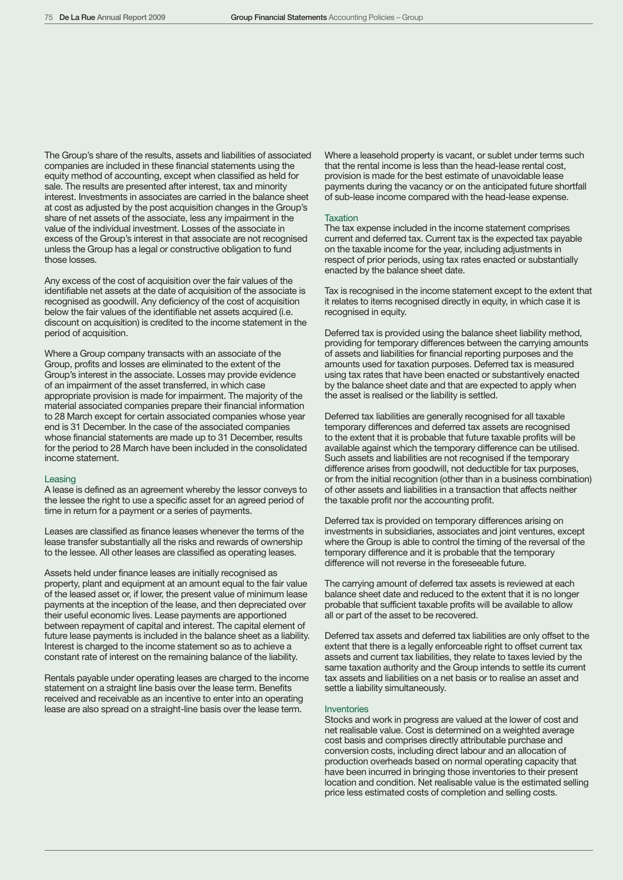The Group's share of the results, assets and liabilities of associated companies are included in these financial statements using the equity method of accounting, except when classified as held for sale. The results are presented after interest, tax and minority interest. Investments in associates are carried in the balance sheet at cost as adjusted by the post acquisition changes in the Group's share of net assets of the associate, less any impairment in the value of the individual investment. Losses of the associate in excess of the Group's interest in that associate are not recognised unless the Group has a legal or constructive obligation to fund those losses.

Any excess of the cost of acquisition over the fair values of the identifiable net assets at the date of acquisition of the associate is recognised as goodwill. Any deficiency of the cost of acquisition below the fair values of the identifiable net assets acquired (i.e. discount on acquisition) is credited to the income statement in the period of acquisition.

Where a Group company transacts with an associate of the Group, profits and losses are eliminated to the extent of the Group's interest in the associate. Losses may provide evidence of an impairment of the asset transferred, in which case appropriate provision is made for impairment. The majority of the material associated companies prepare their financial information to 28 March except for certain associated companies whose year end is 31 December. In the case of the associated companies whose financial statements are made up to 31 December, results for the period to 28 March have been included in the consolidated income statement.

### Leasing

A lease is defined as an agreement whereby the lessor conveys to the lessee the right to use a specific asset for an agreed period of time in return for a payment or a series of payments.

Leases are classified as finance leases whenever the terms of the lease transfer substantially all the risks and rewards of ownership to the lessee. All other leases are classified as operating leases.

Assets held under finance leases are initially recognised as property, plant and equipment at an amount equal to the fair value of the leased asset or, if lower, the present value of minimum lease payments at the inception of the lease, and then depreciated over their useful economic lives. Lease payments are apportioned between repayment of capital and interest. The capital element of future lease payments is included in the balance sheet as a liability. Interest is charged to the income statement so as to achieve a constant rate of interest on the remaining balance of the liability.

Rentals payable under operating leases are charged to the income statement on a straight line basis over the lease term. Benefits received and receivable as an incentive to enter into an operating lease are also spread on a straight-line basis over the lease term.

Where a leasehold property is vacant, or sublet under terms such that the rental income is less than the head-lease rental cost, provision is made for the best estimate of unavoidable lease payments during the vacancy or on the anticipated future shortfall of sub-lease income compared with the head-lease expense.

### Taxation

The tax expense included in the income statement comprises current and deferred tax. Current tax is the expected tax payable on the taxable income for the year, including adjustments in respect of prior periods, using tax rates enacted or substantially enacted by the balance sheet date.

Tax is recognised in the income statement except to the extent that it relates to items recognised directly in equity, in which case it is recognised in equity.

Deferred tax is provided using the balance sheet liability method, providing for temporary differences between the carrying amounts of assets and liabilities for financial reporting purposes and the amounts used for taxation purposes. Deferred tax is measured using tax rates that have been enacted or substantively enacted by the balance sheet date and that are expected to apply when the asset is realised or the liability is settled.

Deferred tax liabilities are generally recognised for all taxable temporary differences and deferred tax assets are recognised to the extent that it is probable that future taxable profits will be available against which the temporary difference can be utilised. Such assets and liabilities are not recognised if the temporary difference arises from goodwill, not deductible for tax purposes, or from the initial recognition (other than in a business combination) of other assets and liabilities in a transaction that affects neither the taxable profit nor the accounting profit.

Deferred tax is provided on temporary differences arising on investments in subsidiaries, associates and joint ventures, except where the Group is able to control the timing of the reversal of the temporary difference and it is probable that the temporary difference will not reverse in the foreseeable future.

The carrying amount of deferred tax assets is reviewed at each balance sheet date and reduced to the extent that it is no longer probable that sufficient taxable profits will be available to allow all or part of the asset to be recovered.

Deferred tax assets and deferred tax liabilities are only offset to the extent that there is a legally enforceable right to offset current tax assets and current tax liabilities, they relate to taxes levied by the same taxation authority and the Group intends to settle its current tax assets and liabilities on a net basis or to realise an asset and settle a liability simultaneously.

### Inventories

Stocks and work in progress are valued at the lower of cost and net realisable value. Cost is determined on a weighted average cost basis and comprises directly attributable purchase and conversion costs, including direct labour and an allocation of production overheads based on normal operating capacity that have been incurred in bringing those inventories to their present location and condition. Net realisable value is the estimated selling price less estimated costs of completion and selling costs.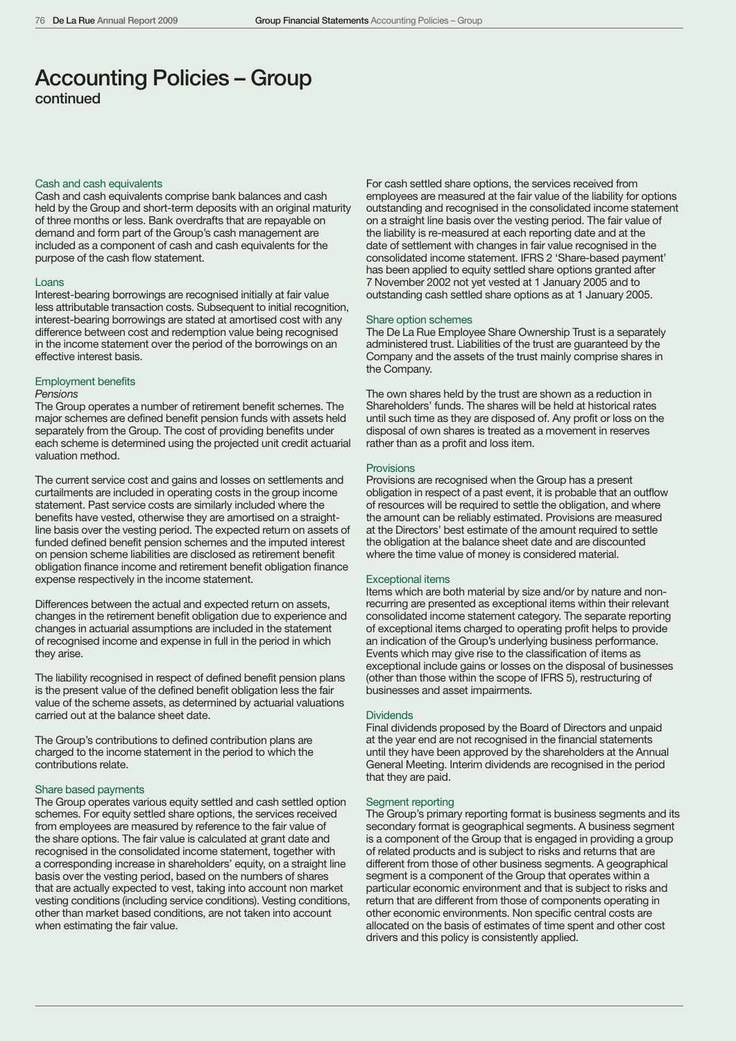# Accounting Policies – Group
continued

### Cash and cash equivalents

Cash and cash equivalents comprise bank balances and cash held by the Group and short-term deposits with an original maturity of three months or less. Bank overdrafts that are repayable on demand and form part of the Group's cash management are included as a component of cash and cash equivalents for the purpose of the cash flow statement.

### Loans

Interest-bearing borrowings are recognised initially at fair value less attributable transaction costs. Subsequent to initial recognition, interest-bearing borrowings are stated at amortised cost with any difference between cost and redemption value being recognised in the income statement over the period of the borrowings on an effective interest basis.

### Employment benefits

*Pensions*

The Group operates a number of retirement benefit schemes. The major schemes are defined benefit pension funds with assets held separately from the Group. The cost of providing benefits under each scheme is determined using the projected unit credit actuarial valuation method.

The current service cost and gains and losses on settlements and curtailments are included in operating costs in the group income statement. Past service costs are similarly included where the benefits have vested, otherwise they are amortised on a straight-line basis over the vesting period. The expected return on assets of funded defined benefit pension schemes and the imputed interest on pension scheme liabilities are disclosed as retirement benefit obligation finance income and retirement benefit obligation finance expense respectively in the income statement.

Differences between the actual and expected return on assets, changes in the retirement benefit obligation due to experience and changes in actuarial assumptions are included in the statement of recognised income and expense in full in the period in which they arise.

The liability recognised in respect of defined benefit pension plans is the present value of the defined benefit obligation less the fair value of the scheme assets, as determined by actuarial valuations carried out at the balance sheet date.

The Group's contributions to defined contribution plans are charged to the income statement in the period to which the contributions relate.

### Share based payments

The Group operates various equity settled and cash settled option schemes. For equity settled share options, the services received from employees are measured by reference to the fair value of the share options. The fair value is calculated at grant date and recognised in the consolidated income statement, together with a corresponding increase in shareholders' equity, on a straight line basis over the vesting period, based on the numbers of shares that are actually expected to vest, taking into account non market vesting conditions (including service conditions). Vesting conditions, other than market based conditions, are not taken into account when estimating the fair value.

For cash settled share options, the services received from employees are measured at the fair value of the liability for options outstanding and recognised in the consolidated income statement on a straight line basis over the vesting period. The fair value of the liability is re-measured at each reporting date and at the date of settlement with changes in fair value recognised in the consolidated income statement. IFRS 2 'Share-based payment' has been applied to equity settled share options granted after 7 November 2002 not yet vested at 1 January 2005 and to outstanding cash settled share options as at 1 January 2005.

### Share option schemes

The De La Rue Employee Share Ownership Trust is a separately administered trust. Liabilities of the trust are guaranteed by the Company and the assets of the trust mainly comprise shares in the Company.

The own shares held by the trust are shown as a reduction in Shareholders' funds. The shares will be held at historical rates until such time as they are disposed of. Any profit or loss on the disposal of own shares is treated as a movement in reserves rather than as a profit and loss item.

### Provisions

Provisions are recognised when the Group has a present obligation in respect of a past event, it is probable that an outflow of resources will be required to settle the obligation, and where the amount can be reliably estimated. Provisions are measured at the Directors' best estimate of the amount required to settle the obligation at the balance sheet date and are discounted where the time value of money is considered material.

### Exceptional items

Items which are both material by size and/or by nature and non-recurring are presented as exceptional items within their relevant consolidated income statement category. The separate reporting of exceptional items charged to operating profit helps to provide an indication of the Group's underlying business performance. Events which may give rise to the classification of items as exceptional include gains or losses on the disposal of businesses (other than those within the scope of IFRS 5), restructuring of businesses and asset impairments.

### Dividends

Final dividends proposed by the Board of Directors and unpaid at the year end are not recognised in the financial statements until they have been approved by the shareholders at the Annual General Meeting. Interim dividends are recognised in the period that they are paid.

### Segment reporting

The Group's primary reporting format is business segments and its secondary format is geographical segments. A business segment is a component of the Group that is engaged in providing a group of related products and is subject to risks and returns that are different from those of other business segments. A geographical segment is a component of the Group that operates within a particular economic environment and that is subject to risks and return that are different from those of components operating in other economic environments. Non specific central costs are allocated on the basis of estimates of time spent and other cost drivers and this policy is consistently applied.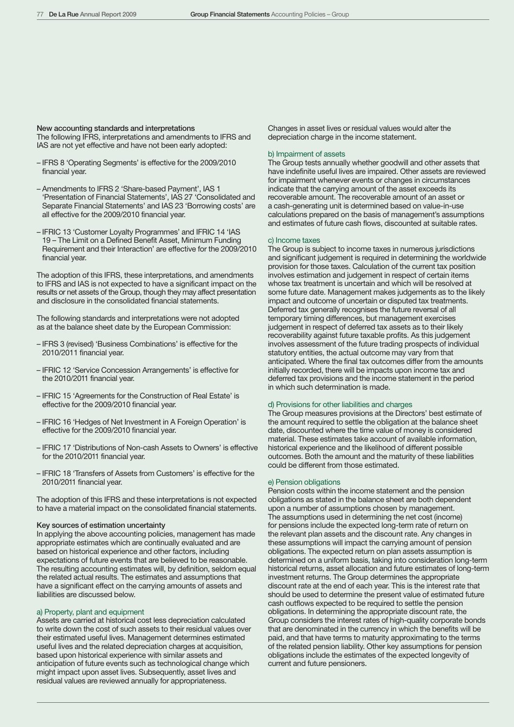### New accounting standards and interpretations

The following IFRS, interpretations and amendments to IFRS and IAS are not yet effective and have not been early adopted:

- IFRS 8 'Operating Segments' is effective for the 2009/2010 financial year.
- Amendments to IFRS 2 'Share-based Payment', IAS 1 'Presentation of Financial Statements', IAS 27 'Consolidated and Separate Financial Statements' and IAS 23 'Borrowing costs' are all effective for the 2009/2010 financial year.
- IFRIC 13 'Customer Loyalty Programmes' and IFRIC 14 'IAS 19 – The Limit on a Defined Benefit Asset, Minimum Funding Requirement and their Interaction' are effective for the 2009/2010 financial year.

The adoption of this IFRS, these interpretations, and amendments to IFRS and IAS is not expected to have a significant impact on the results or net assets of the Group, though they may affect presentation and disclosure in the consolidated financial statements.

The following standards and interpretations were not adopted as at the balance sheet date by the European Commission:

- IFRS 3 (revised) 'Business Combinations' is effective for the 2010/2011 financial year.
- IFRIC 12 'Service Concession Arrangements' is effective for the 2010/2011 financial year.
- IFRIC 15 'Agreements for the Construction of Real Estate' is effective for the 2009/2010 financial year.
- IFRIC 16 'Hedges of Net Investment in A Foreign Operation' is effective for the 2009/2010 financial year.
- IFRIC 17 'Distributions of Non-cash Assets to Owners' is effective for the 2010/2011 financial year.
- IFRIC 18 'Transfers of Assets from Customers' is effective for the 2010/2011 financial year.

The adoption of this IFRS and these interpretations is not expected to have a material impact on the consolidated financial statements.

### Key sources of estimation uncertainty

In applying the above accounting policies, management has made appropriate estimates which are continually evaluated and are based on historical experience and other factors, including expectations of future events that are believed to be reasonable. The resulting accounting estimates will, by definition, seldom equal the related actual results. The estimates and assumptions that have a significant effect on the carrying amounts of assets and liabilities are discussed below.

#### a) Property, plant and equipment

Assets are carried at historical cost less depreciation calculated to write down the cost of such assets to their residual values over their estimated useful lives. Management determines estimated useful lives and the related depreciation charges at acquisition, based upon historical experience with similar assets and anticipation of future events such as technological change which might impact upon asset lives. Subsequently, asset lives and residual values are reviewed annually for appropriateness. Changes in asset lives or residual values would alter the depreciation charge in the income statement.

#### b) Impairment of assets

The Group tests annually whether goodwill and other assets that have indefinite useful lives are impaired. Other assets are reviewed for impairment whenever events or changes in circumstances indicate that the carrying amount of the asset exceeds its recoverable amount. The recoverable amount of an asset or a cash-generating unit is determined based on value-in-use calculations prepared on the basis of management's assumptions and estimates of future cash flows, discounted at suitable rates.

#### c) Income taxes

The Group is subject to income taxes in numerous jurisdictions and significant judgement is required in determining the worldwide provision for those taxes. Calculation of the current tax position involves estimation and judgement in respect of certain items whose tax treatment is uncertain and which will be resolved at some future date. Management makes judgements as to the likely impact and outcome of uncertain or disputed tax treatments. Deferred tax generally recognises the future reversal of all temporary timing differences, but management exercises judgement in respect of deferred tax assets as to their likely recoverability against future taxable profits. As this judgement involves assessment of the future trading prospects of individual statutory entities, the actual outcome may vary from that anticipated. Where the final tax outcomes differ from the amounts initially recorded, there will be impacts upon income tax and deferred tax provisions and the income statement in the period in which such determination is made.

#### d) Provisions for other liabilities and charges

The Group measures provisions at the Directors' best estimate of the amount required to settle the obligation at the balance sheet date, discounted where the time value of money is considered material. These estimates take account of available information, historical experience and the likelihood of different possible outcomes. Both the amount and the maturity of these liabilities could be different from those estimated.

#### e) Pension obligations

Pension costs within the income statement and the pension obligations as stated in the balance sheet are both dependent upon a number of assumptions chosen by management. The assumptions used in determining the net cost (income) for pensions include the expected long-term rate of return on the relevant plan assets and the discount rate. Any changes in these assumptions will impact the carrying amount of pension obligations. The expected return on plan assets assumption is determined on a uniform basis, taking into consideration long-term historical returns, asset allocation and future estimates of long-term investment returns. The Group determines the appropriate discount rate at the end of each year. This is the interest rate that should be used to determine the present value of estimated future cash outflows expected to be required to settle the pension obligations. In determining the appropriate discount rate, the Group considers the interest rates of high-quality corporate bonds that are denominated in the currency in which the benefits will be paid, and that have terms to maturity approximating to the terms of the related pension liability. Other key assumptions for pension obligations include the estimates of the expected longevity of current and future pensioners.